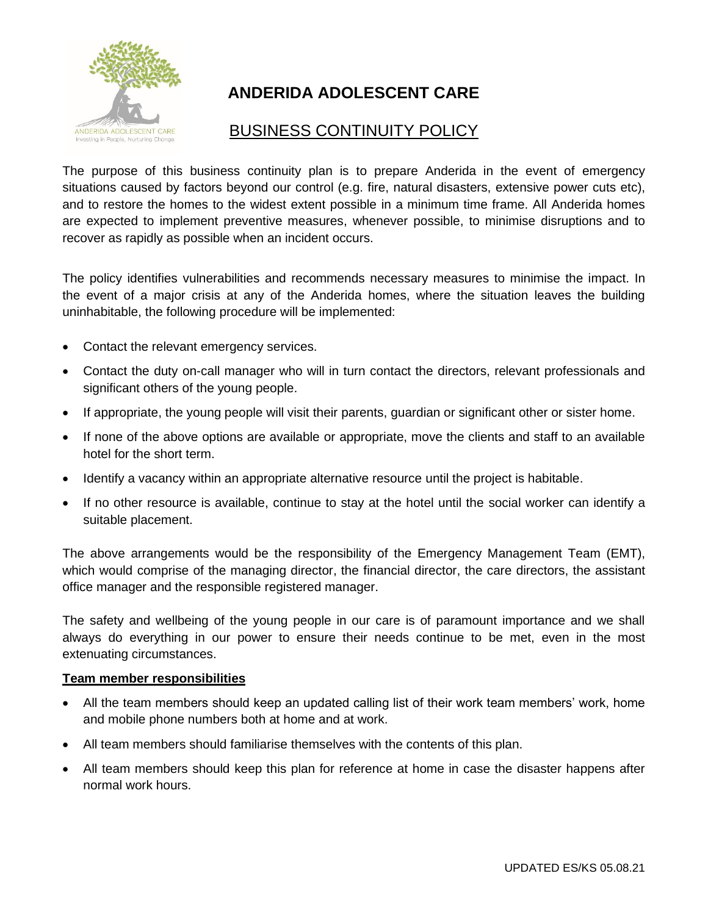# ANDERIDA ADOLESCENT CARE

## BUSINESS CONTINUITY POLICY

The purpose of this business continuity plan is to prepare Anderida in the event of emergency situations caused by factors beyond our control (e.g. fire, natural disasters, extensive power cuts etc), and to restore the homes to the widest extent possible in a minimum time frame. All Anderida homes are expected to implement preventive measures, whenever possible, to minimise disruptions and to recover as rapidly as possible when an incident occurs.

The policy identifies vulnerabilities and recommends necessary measures to minimise the impact. In the event of a major crisis at any of the Anderida homes, where the situation leaves the building uninhabitable, the following procedure will be implemented:

- Contact the relevant emergency services.
- Contact the duty on-call manager who will in turn contact the directors, relevant professionals and significant others of the young people.
- If appropriate, the young people will visit their parents, guardian or significant other or sister home.
- If none of the above options are available or appropriate, move the clients and staff to an available hotel for the short term.
- Identify a vacancy within an appropriate alternative resource until the project is habitable.
- If no other resource is available, continue to stay at the hotel until the social worker can identify a suitable placement.

The above arrangements would be the responsibility of the Emergency Management Team (EMT), which would comprise of the managing director, the financial director, the care directors, the assistant office manager and the responsible registered manager.

The safety and wellbeing of the young people in our care is of paramount importance and we shall always do everything in our power to ensure their needs continue to be met, even in the most extenuating circumstances.

**Team member responsibilities**

- All the team members should keep an updated calling list of their work team members' work, home and mobile phone numbers both at home and at work.
- All team members should familiarise themselves with the contents of this plan.
- All team members should keep this plan for reference at home in case the disaster happens after normal work hours.

UPDATED ES/KS 05.08.21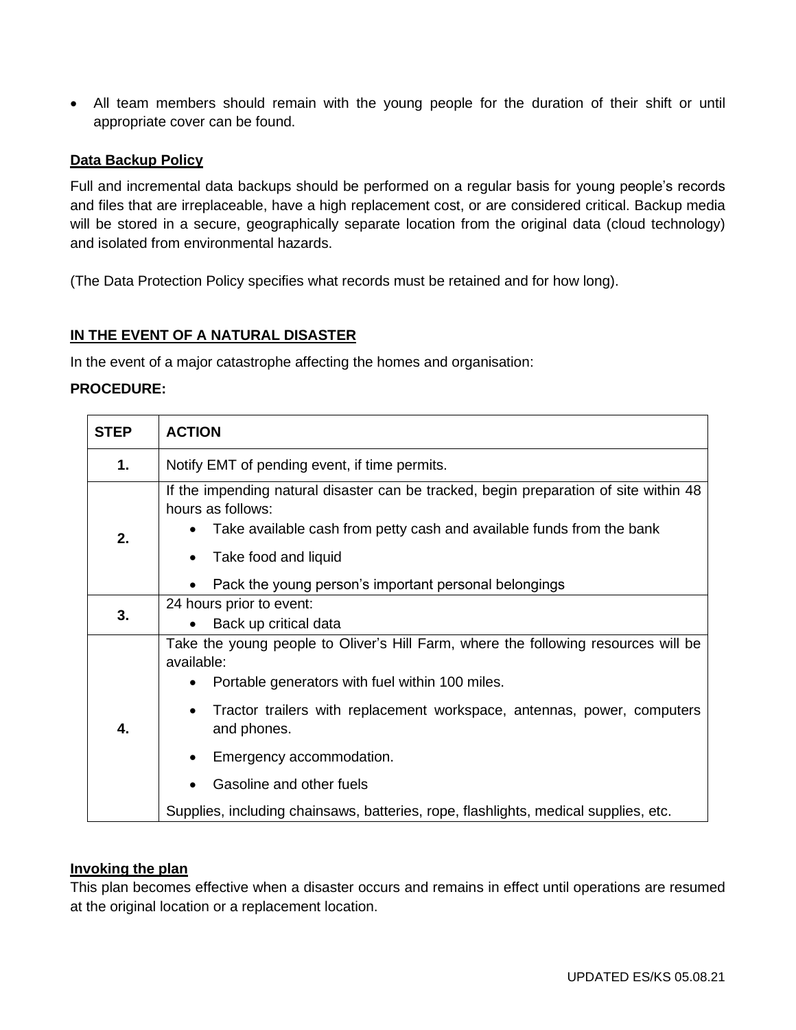- All team members should remain with the young people for the duration of their shift or until appropriate cover can be found.

**Data Backup Policy**

Full and incremental data backups should be performed on a regular basis for young people's records and files that are irreplaceable, have a high replacement cost, or are considered critical. Backup media will be stored in a secure, geographically separate location from the original data (cloud technology) and isolated from environmental hazards.

(The Data Protection Policy specifies what records must be retained and for how long).

**IN THE EVENT OF A NATURAL DISASTER**

In the event of a major catastrophe affecting the homes and organisation:

**PROCEDURE:**

| STEP | ACTION |
|---|---|
| **1.** | Notify EMT of pending event, if time permits. |
| **2.** | If the impending natural disaster can be tracked, begin preparation of site within 48 hours as follows:<br>• Take available cash from petty cash and available funds from the bank<br>• Take food and liquid<br>• Pack the young person's important personal belongings |
| **3.** | 24 hours prior to event:<br>• Back up critical data |
| **4.** | Take the young people to Oliver's Hill Farm, where the following resources will be available:<br>• Portable generators with fuel within 100 miles.<br>• Tractor trailers with replacement workspace, antennas, power, computers and phones.<br>• Emergency accommodation.<br>• Gasoline and other fuels<br>Supplies, including chainsaws, batteries, rope, flashlights, medical supplies, etc. |

**Invoking the plan**

This plan becomes effective when a disaster occurs and remains in effect until operations are resumed at the original location or a replacement location.

UPDATED ES/KS 05.08.21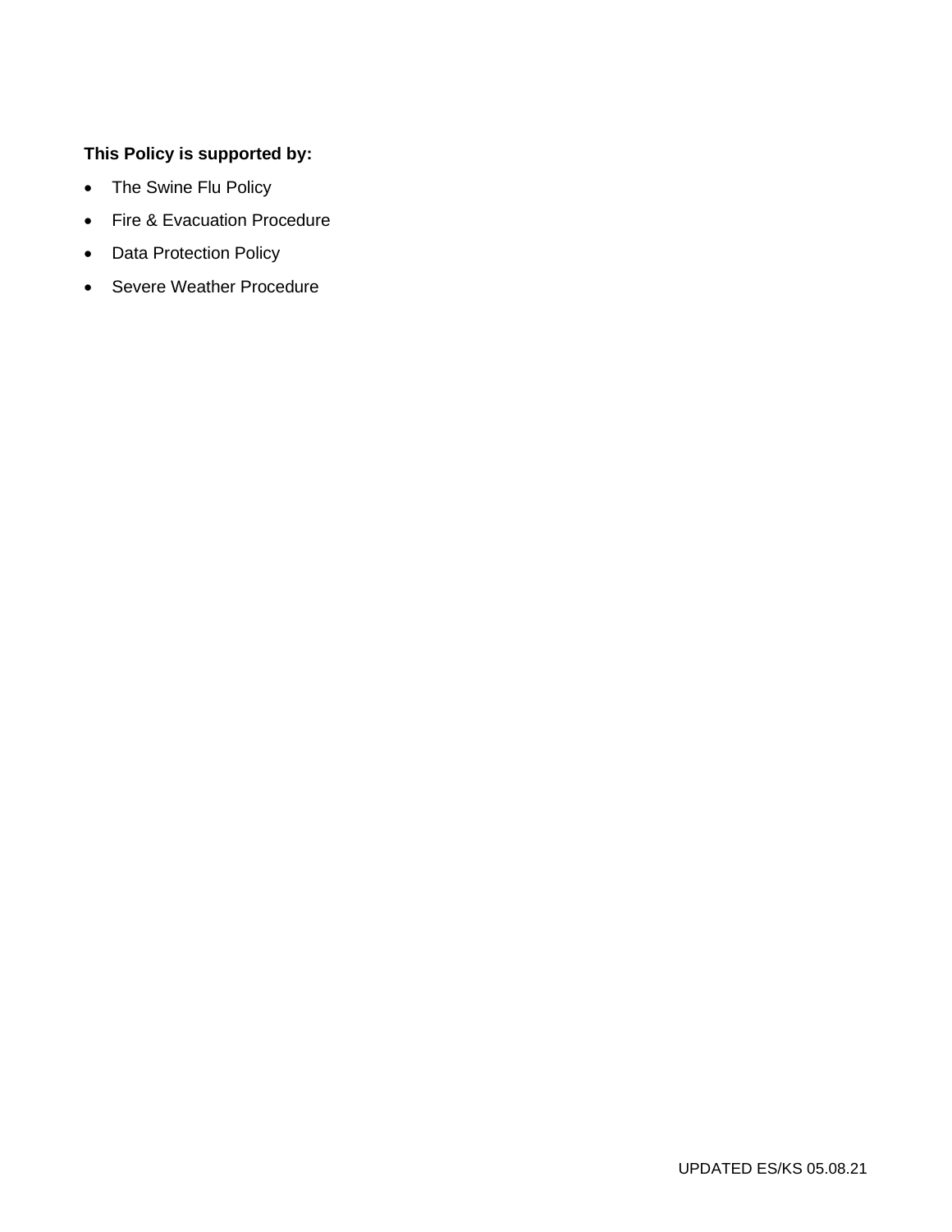**This Policy is supported by:**

- The Swine Flu Policy
- Fire & Evacuation Procedure
- Data Protection Policy
- Severe Weather Procedure

UPDATED ES/KS 05.08.21